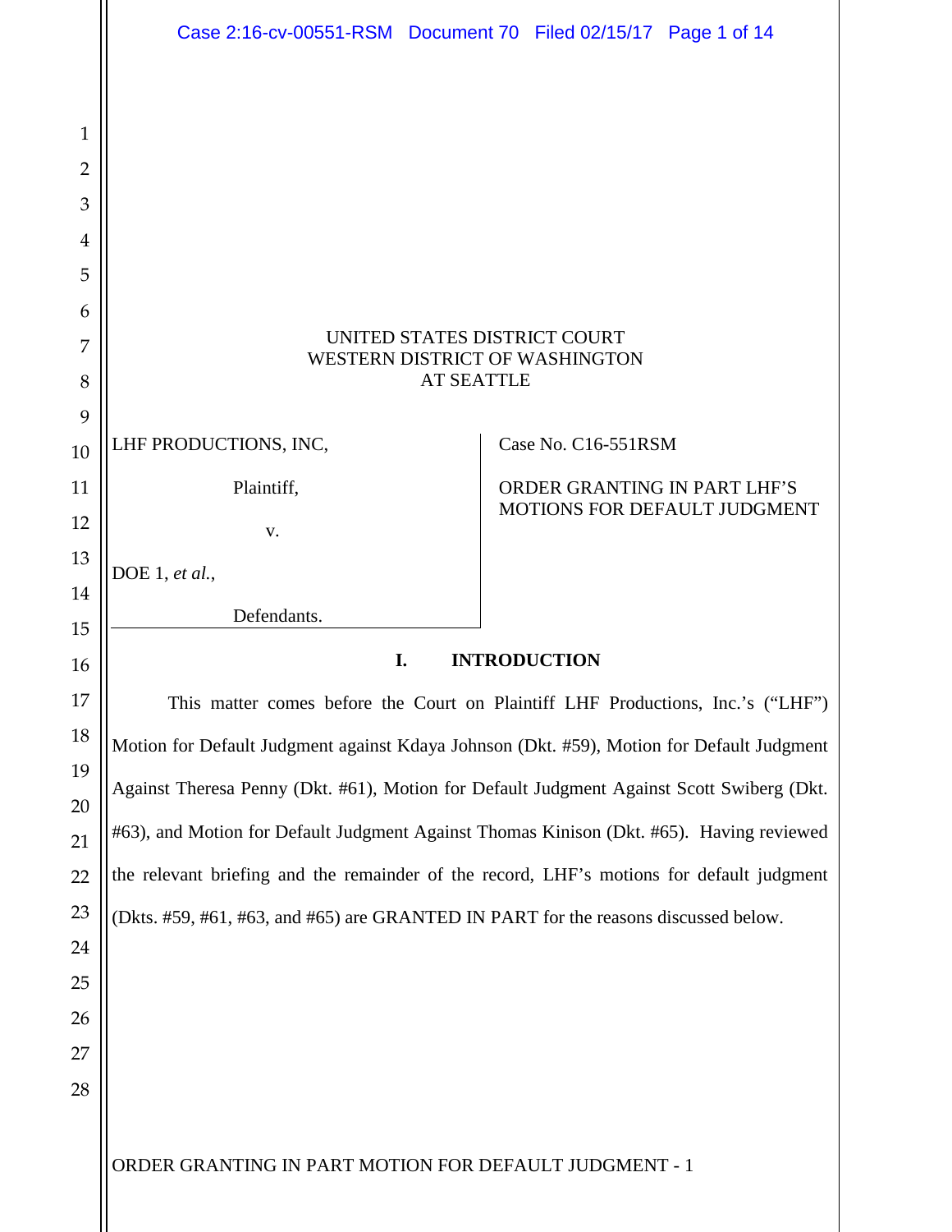UNITED STATES DISTRICT COURT
WESTERN DISTRICT OF WASHINGTON
AT SEATTLE

| | |
|---|---|
| LHF PRODUCTIONS, INC, Plaintiff, v. DOE 1, *et al.*, Defendants. | Case No. C16-551RSM ORDER GRANTING IN PART LHF'S MOTIONS FOR DEFAULT JUDGMENT |

## I. INTRODUCTION

This matter comes before the Court on Plaintiff LHF Productions, Inc.'s ("LHF") Motion for Default Judgment against Kdaya Johnson (Dkt. #59), Motion for Default Judgment Against Theresa Penny (Dkt. #61), Motion for Default Judgment Against Scott Swiberg (Dkt. #63), and Motion for Default Judgment Against Thomas Kinison (Dkt. #65). Having reviewed the relevant briefing and the remainder of the record, LHF's motions for default judgment (Dkts. #59, #61, #63, and #65) are GRANTED IN PART for the reasons discussed below.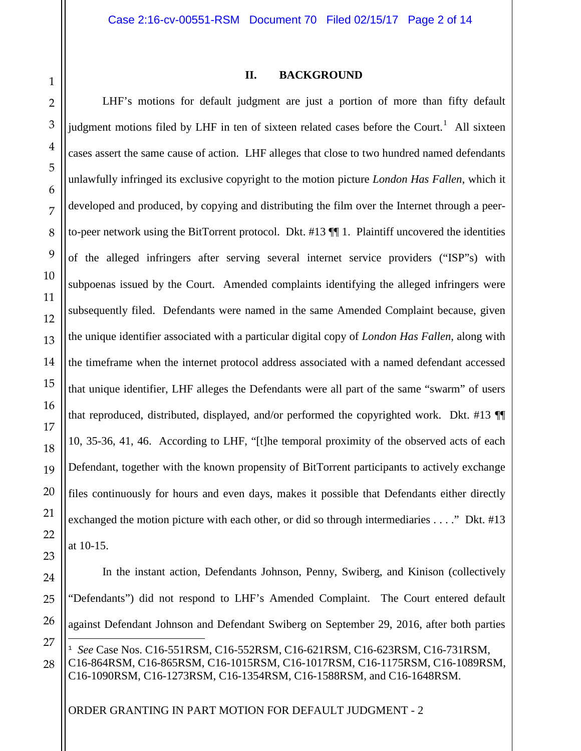## II. BACKGROUND

LHF's motions for default judgment are just a portion of more than fifty default judgment motions filed by LHF in ten of sixteen related cases before the Court.[1] All sixteen cases assert the same cause of action. LHF alleges that close to two hundred named defendants unlawfully infringed its exclusive copyright to the motion picture *London Has Fallen*, which it developed and produced, by copying and distributing the film over the Internet through a peer-to-peer network using the BitTorrent protocol. Dkt. #13 ¶¶ 1. Plaintiff uncovered the identities of the alleged infringers after serving several internet service providers ("ISP"s) with subpoenas issued by the Court. Amended complaints identifying the alleged infringers were subsequently filed. Defendants were named in the same Amended Complaint because, given the unique identifier associated with a particular digital copy of *London Has Fallen*, along with the timeframe when the internet protocol address associated with a named defendant accessed that unique identifier, LHF alleges the Defendants were all part of the same "swarm" of users that reproduced, distributed, displayed, and/or performed the copyrighted work. Dkt. #13 ¶¶ 10, 35-36, 41, 46. According to LHF, "[t]he temporal proximity of the observed acts of each Defendant, together with the known propensity of BitTorrent participants to actively exchange files continuously for hours and even days, makes it possible that Defendants either directly exchanged the motion picture with each other, or did so through intermediaries . . . ." Dkt. #13 at 10-15.

In the instant action, Defendants Johnson, Penny, Swiberg, and Kinison (collectively "Defendants") did not respond to LHF's Amended Complaint. The Court entered default against Defendant Johnson and Defendant Swiberg on September 29, 2016, after both parties

---

[1] *See* Case Nos. C16-551RSM, C16-552RSM, C16-621RSM, C16-623RSM, C16-731RSM, C16-864RSM, C16-865RSM, C16-1015RSM, C16-1017RSM, C16-1175RSM, C16-1089RSM, C16-1090RSM, C16-1273RSM, C16-1354RSM, C16-1588RSM, and C16-1648RSM.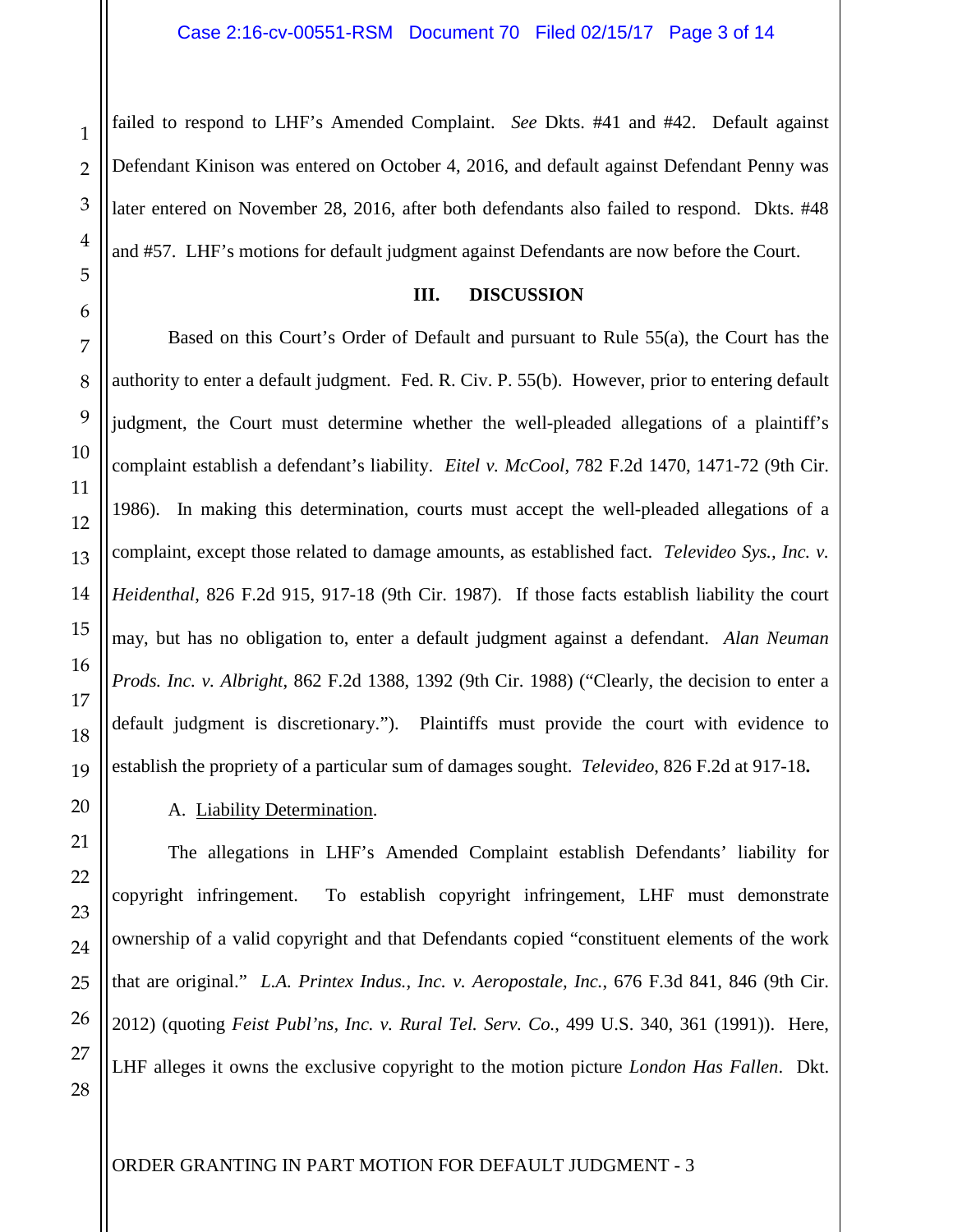failed to respond to LHF's Amended Complaint. *See* Dkts. #41 and #42. Default against Defendant Kinison was entered on October 4, 2016, and default against Defendant Penny was later entered on November 28, 2016, after both defendants also failed to respond. Dkts. #48 and #57. LHF's motions for default judgment against Defendants are now before the Court.

## III. DISCUSSION

Based on this Court's Order of Default and pursuant to Rule 55(a), the Court has the authority to enter a default judgment. Fed. R. Civ. P. 55(b). However, prior to entering default judgment, the Court must determine whether the well-pleaded allegations of a plaintiff's complaint establish a defendant's liability. *Eitel v. McCool*, 782 F.2d 1470, 1471-72 (9th Cir. 1986). In making this determination, courts must accept the well-pleaded allegations of a complaint, except those related to damage amounts, as established fact. *Televideo Sys., Inc. v. Heidenthal*, 826 F.2d 915, 917-18 (9th Cir. 1987). If those facts establish liability the court may, but has no obligation to, enter a default judgment against a defendant. *Alan Neuman Prods. Inc. v. Albright*, 862 F.2d 1388, 1392 (9th Cir. 1988) ("Clearly, the decision to enter a default judgment is discretionary."). Plaintiffs must provide the court with evidence to establish the propriety of a particular sum of damages sought. *Televideo*, 826 F.2d at 917-18**.**

A. <u>Liability Determination</u>.

The allegations in LHF's Amended Complaint establish Defendants' liability for copyright infringement. To establish copyright infringement, LHF must demonstrate ownership of a valid copyright and that Defendants copied "constituent elements of the work that are original." *L.A. Printex Indus., Inc. v. Aeropostale, Inc.*, 676 F.3d 841, 846 (9th Cir. 2012) (quoting *Feist Publ'ns, Inc. v. Rural Tel. Serv. Co.*, 499 U.S. 340, 361 (1991)). Here, LHF alleges it owns the exclusive copyright to the motion picture *London Has Fallen*. Dkt.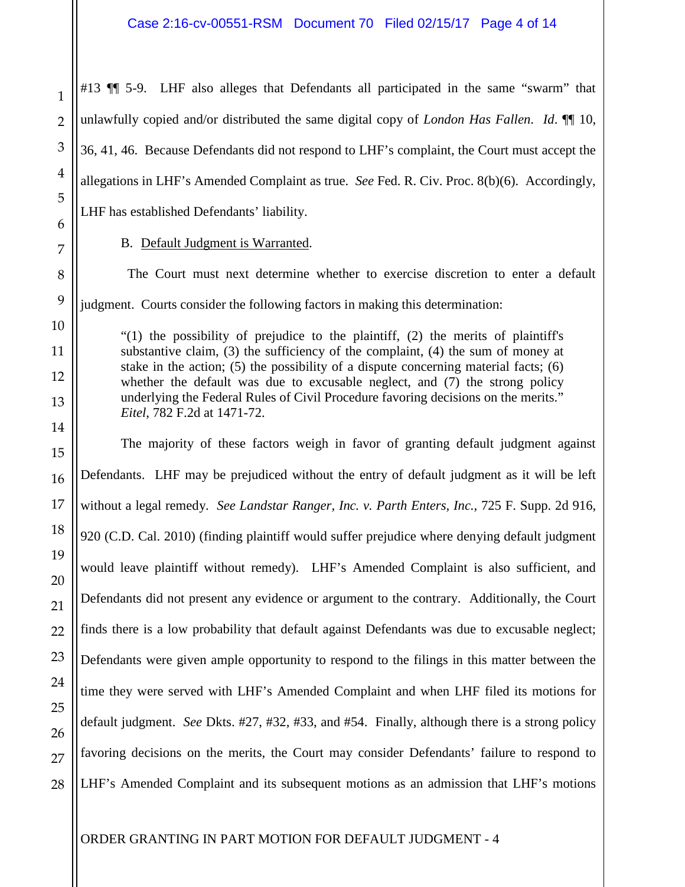#13 ¶¶ 5-9. LHF also alleges that Defendants all participated in the same "swarm" that unlawfully copied and/or distributed the same digital copy of *London Has Fallen*. *Id*. ¶¶ 10, 36, 41, 46. Because Defendants did not respond to LHF's complaint, the Court must accept the allegations in LHF's Amended Complaint as true. *See* Fed. R. Civ. Proc. 8(b)(6). Accordingly, LHF has established Defendants' liability.

B. Default Judgment is Warranted.

The Court must next determine whether to exercise discretion to enter a default judgment. Courts consider the following factors in making this determination:

> "(1) the possibility of prejudice to the plaintiff, (2) the merits of plaintiff's substantive claim, (3) the sufficiency of the complaint, (4) the sum of money at stake in the action; (5) the possibility of a dispute concerning material facts; (6) whether the default was due to excusable neglect, and (7) the strong policy underlying the Federal Rules of Civil Procedure favoring decisions on the merits." *Eitel*, 782 F.2d at 1471-72.

The majority of these factors weigh in favor of granting default judgment against Defendants. LHF may be prejudiced without the entry of default judgment as it will be left without a legal remedy. *See Landstar Ranger, Inc. v. Parth Enters, Inc.*, 725 F. Supp. 2d 916, 920 (C.D. Cal. 2010) (finding plaintiff would suffer prejudice where denying default judgment would leave plaintiff without remedy). LHF's Amended Complaint is also sufficient, and Defendants did not present any evidence or argument to the contrary. Additionally, the Court finds there is a low probability that default against Defendants was due to excusable neglect; Defendants were given ample opportunity to respond to the filings in this matter between the time they were served with LHF's Amended Complaint and when LHF filed its motions for default judgment. *See* Dkts. #27, #32, #33, and #54. Finally, although there is a strong policy favoring decisions on the merits, the Court may consider Defendants' failure to respond to LHF's Amended Complaint and its subsequent motions as an admission that LHF's motions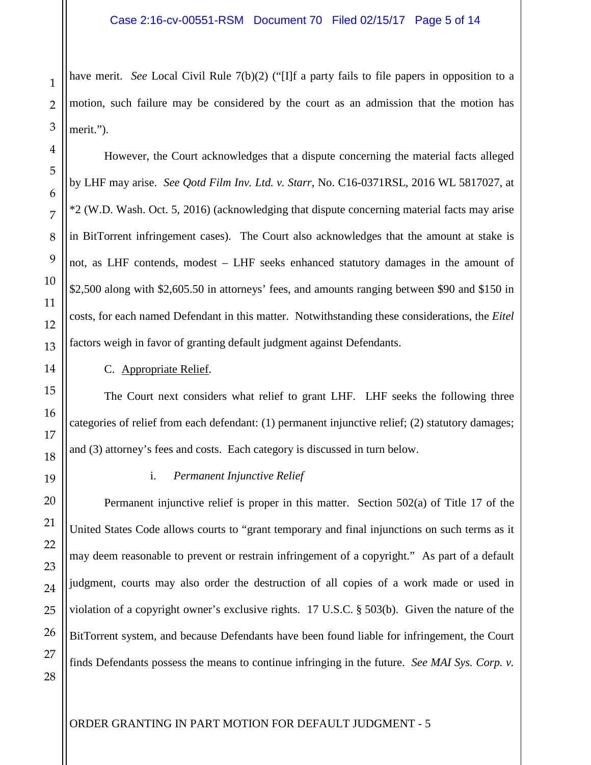have merit. *See* Local Civil Rule 7(b)(2) ("[I]f a party fails to file papers in opposition to a motion, such failure may be considered by the court as an admission that the motion has merit.").

However, the Court acknowledges that a dispute concerning the material facts alleged by LHF may arise. *See Qotd Film Inv. Ltd. v. Starr*, No. C16-0371RSL, 2016 WL 5817027, at *2 (W.D. Wash. Oct. 5, 2016) (acknowledging that dispute concerning material facts may arise in BitTorrent infringement cases). The Court also acknowledges that the amount at stake is not, as LHF contends, modest – LHF seeks enhanced statutory damages in the amount of $2,500 along with $2,605.50 in attorneys' fees, and amounts ranging between $90 and $150 in costs, for each named Defendant in this matter. Notwithstanding these considerations, the *Eitel* factors weigh in favor of granting default judgment against Defendants.

C. Appropriate Relief.

The Court next considers what relief to grant LHF. LHF seeks the following three categories of relief from each defendant: (1) permanent injunctive relief; (2) statutory damages; and (3) attorney's fees and costs. Each category is discussed in turn below.

i. *Permanent Injunctive Relief*

Permanent injunctive relief is proper in this matter. Section 502(a) of Title 17 of the United States Code allows courts to "grant temporary and final injunctions on such terms as it may deem reasonable to prevent or restrain infringement of a copyright." As part of a default judgment, courts may also order the destruction of all copies of a work made or used in violation of a copyright owner's exclusive rights. 17 U.S.C. § 503(b). Given the nature of the BitTorrent system, and because Defendants have been found liable for infringement, the Court finds Defendants possess the means to continue infringing in the future. *See MAI Sys. Corp. v.*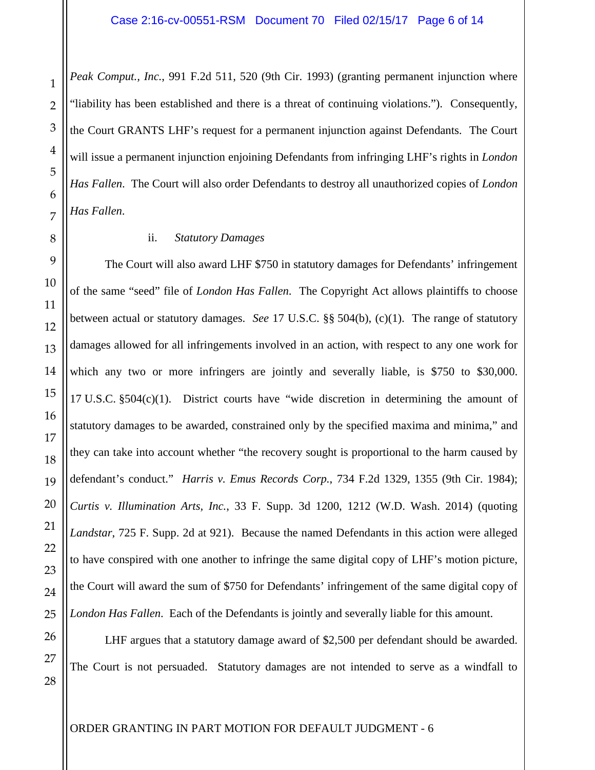*Peak Comput., Inc.*, 991 F.2d 511, 520 (9th Cir. 1993) (granting permanent injunction where "liability has been established and there is a threat of continuing violations."). Consequently, the Court GRANTS LHF's request for a permanent injunction against Defendants. The Court will issue a permanent injunction enjoining Defendants from infringing LHF's rights in *London Has Fallen*. The Court will also order Defendants to destroy all unauthorized copies of *London Has Fallen*.

ii. *Statutory Damages*

The Court will also award LHF $750 in statutory damages for Defendants' infringement of the same "seed" file of *London Has Fallen*. The Copyright Act allows plaintiffs to choose between actual or statutory damages. *See* 17 U.S.C. §§ 504(b), (c)(1). The range of statutory damages allowed for all infringements involved in an action, with respect to any one work for which any two or more infringers are jointly and severally liable, is $750 to $30,000. 17 U.S.C. §504(c)(1). District courts have "wide discretion in determining the amount of statutory damages to be awarded, constrained only by the specified maxima and minima," and they can take into account whether "the recovery sought is proportional to the harm caused by defendant's conduct." *Harris v. Emus Records Corp.*, 734 F.2d 1329, 1355 (9th Cir. 1984); *Curtis v. Illumination Arts, Inc.*, 33 F. Supp. 3d 1200, 1212 (W.D. Wash. 2014) (quoting *Landstar*, 725 F. Supp. 2d at 921). Because the named Defendants in this action were alleged to have conspired with one another to infringe the same digital copy of LHF's motion picture, the Court will award the sum of $750 for Defendants' infringement of the same digital copy of *London Has Fallen*. Each of the Defendants is jointly and severally liable for this amount.

LHF argues that a statutory damage award of $2,500 per defendant should be awarded. The Court is not persuaded. Statutory damages are not intended to serve as a windfall to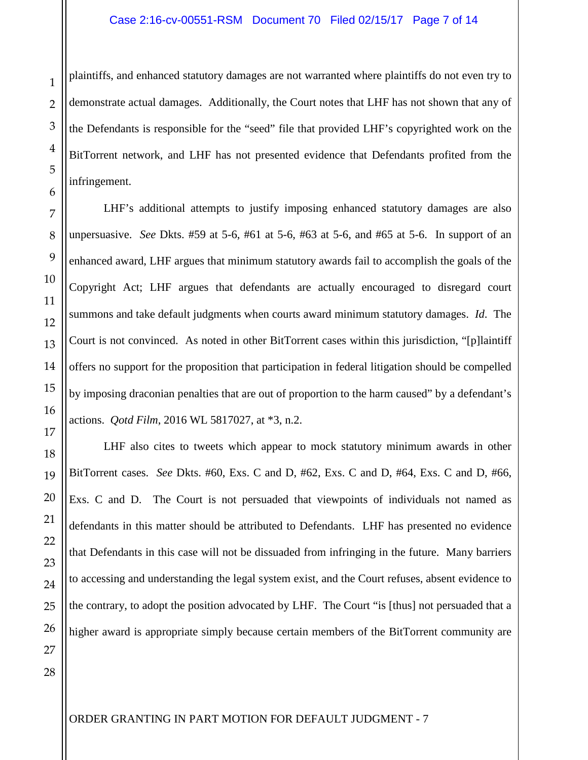plaintiffs, and enhanced statutory damages are not warranted where plaintiffs do not even try to demonstrate actual damages. Additionally, the Court notes that LHF has not shown that any of the Defendants is responsible for the "seed" file that provided LHF's copyrighted work on the BitTorrent network, and LHF has not presented evidence that Defendants profited from the infringement.

LHF's additional attempts to justify imposing enhanced statutory damages are also unpersuasive. *See* Dkts. #59 at 5-6, #61 at 5-6, #63 at 5-6, and #65 at 5-6. In support of an enhanced award, LHF argues that minimum statutory awards fail to accomplish the goals of the Copyright Act; LHF argues that defendants are actually encouraged to disregard court summons and take default judgments when courts award minimum statutory damages. *Id.* The Court is not convinced. As noted in other BitTorrent cases within this jurisdiction, "[p]laintiff offers no support for the proposition that participation in federal litigation should be compelled by imposing draconian penalties that are out of proportion to the harm caused" by a defendant's actions. *Qotd Film*, 2016 WL 5817027, at *3, n.2.

LHF also cites to tweets which appear to mock statutory minimum awards in other BitTorrent cases. *See* Dkts. #60, Exs. C and D, #62, Exs. C and D, #64, Exs. C and D, #66, Exs. C and D. The Court is not persuaded that viewpoints of individuals not named as defendants in this matter should be attributed to Defendants. LHF has presented no evidence that Defendants in this case will not be dissuaded from infringing in the future. Many barriers to accessing and understanding the legal system exist, and the Court refuses, absent evidence to the contrary, to adopt the position advocated by LHF. The Court "is [thus] not persuaded that a higher award is appropriate simply because certain members of the BitTorrent community are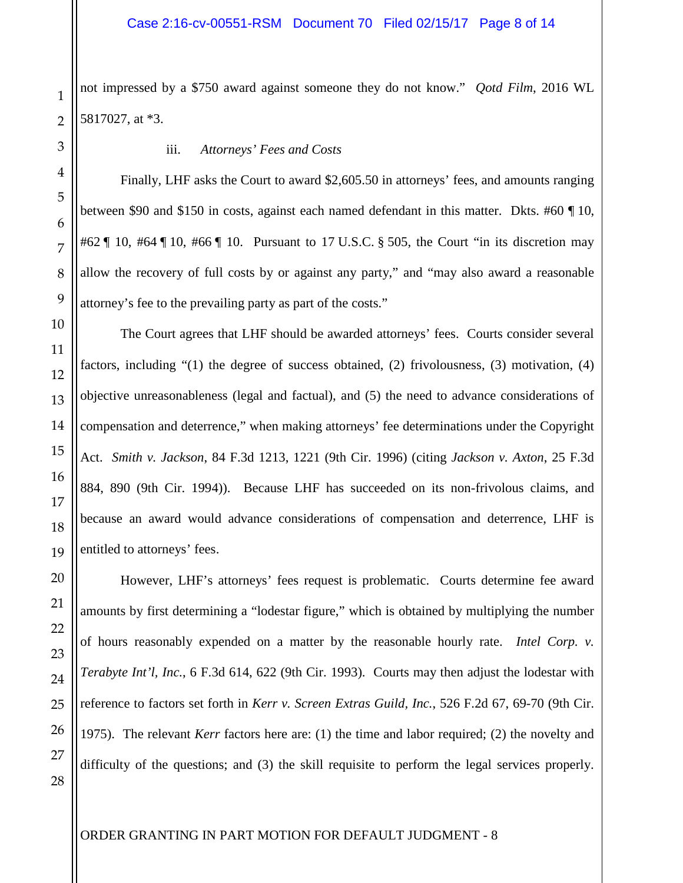not impressed by a $750 award against someone they do not know." *Qotd Film*, 2016 WL 5817027, at *3.

iii. *Attorneys' Fees and Costs*

Finally, LHF asks the Court to award $2,605.50 in attorneys' fees, and amounts ranging between $90 and $150 in costs, against each named defendant in this matter. Dkts. #60 ¶ 10, #62 ¶ 10, #64 ¶ 10, #66 ¶ 10. Pursuant to 17 U.S.C. § 505, the Court "in its discretion may allow the recovery of full costs by or against any party," and "may also award a reasonable attorney's fee to the prevailing party as part of the costs."

The Court agrees that LHF should be awarded attorneys' fees. Courts consider several factors, including "(1) the degree of success obtained, (2) frivolousness, (3) motivation, (4) objective unreasonableness (legal and factual), and (5) the need to advance considerations of compensation and deterrence," when making attorneys' fee determinations under the Copyright Act. *Smith v. Jackson*, 84 F.3d 1213, 1221 (9th Cir. 1996) (citing *Jackson v. Axton*, 25 F.3d 884, 890 (9th Cir. 1994)). Because LHF has succeeded on its non-frivolous claims, and because an award would advance considerations of compensation and deterrence, LHF is entitled to attorneys' fees.

However, LHF's attorneys' fees request is problematic. Courts determine fee award amounts by first determining a "lodestar figure," which is obtained by multiplying the number of hours reasonably expended on a matter by the reasonable hourly rate. *Intel Corp. v. Terabyte Int'l, Inc.*, 6 F.3d 614, 622 (9th Cir. 1993). Courts may then adjust the lodestar with reference to factors set forth in *Kerr v. Screen Extras Guild, Inc.*, 526 F.2d 67, 69-70 (9th Cir. 1975). The relevant *Kerr* factors here are: (1) the time and labor required; (2) the novelty and difficulty of the questions; and (3) the skill requisite to perform the legal services properly.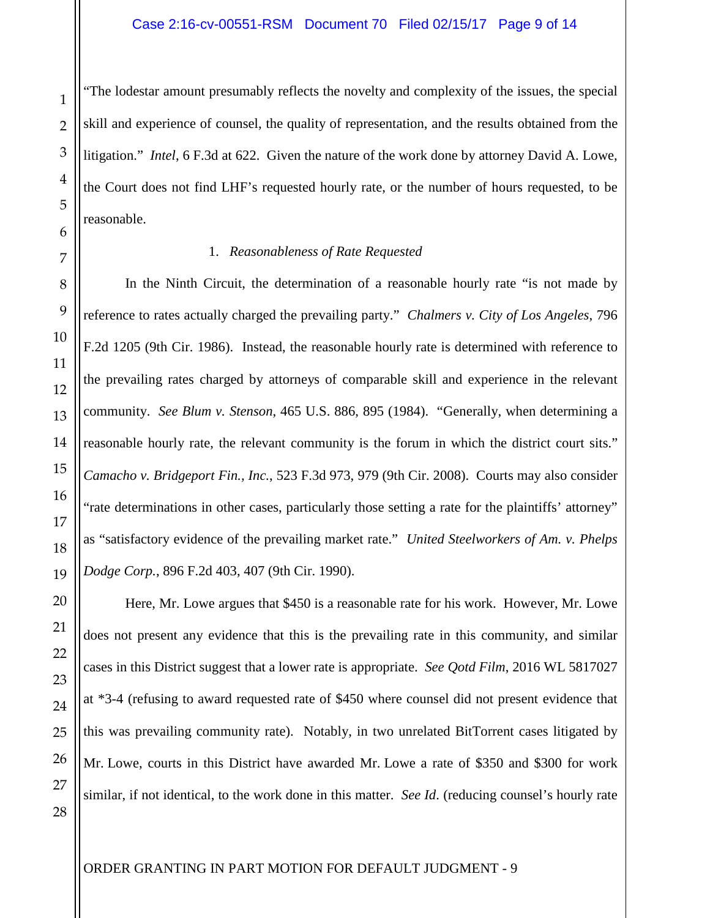"The lodestar amount presumably reflects the novelty and complexity of the issues, the special skill and experience of counsel, the quality of representation, and the results obtained from the litigation." *Intel*, 6 F.3d at 622. Given the nature of the work done by attorney David A. Lowe, the Court does not find LHF's requested hourly rate, or the number of hours requested, to be reasonable.

1. *Reasonableness of Rate Requested*

In the Ninth Circuit, the determination of a reasonable hourly rate "is not made by reference to rates actually charged the prevailing party." *Chalmers v. City of Los Angeles*, 796 F.2d 1205 (9th Cir. 1986). Instead, the reasonable hourly rate is determined with reference to the prevailing rates charged by attorneys of comparable skill and experience in the relevant community. *See Blum v. Stenson*, 465 U.S. 886, 895 (1984). "Generally, when determining a reasonable hourly rate, the relevant community is the forum in which the district court sits." *Camacho v. Bridgeport Fin., Inc.*, 523 F.3d 973, 979 (9th Cir. 2008). Courts may also consider "rate determinations in other cases, particularly those setting a rate for the plaintiffs' attorney" as "satisfactory evidence of the prevailing market rate." *United Steelworkers of Am. v. Phelps Dodge Corp.*, 896 F.2d 403, 407 (9th Cir. 1990).

Here, Mr. Lowe argues that $450 is a reasonable rate for his work. However, Mr. Lowe does not present any evidence that this is the prevailing rate in this community, and similar cases in this District suggest that a lower rate is appropriate. *See Qotd Film*, 2016 WL 5817027 at *3-4 (refusing to award requested rate of $450 where counsel did not present evidence that this was prevailing community rate). Notably, in two unrelated BitTorrent cases litigated by Mr. Lowe, courts in this District have awarded Mr. Lowe a rate of $350 and $300 for work similar, if not identical, to the work done in this matter. *See Id*. (reducing counsel's hourly rate

ORDER GRANTING IN PART MOTION FOR DEFAULT JUDGMENT - 9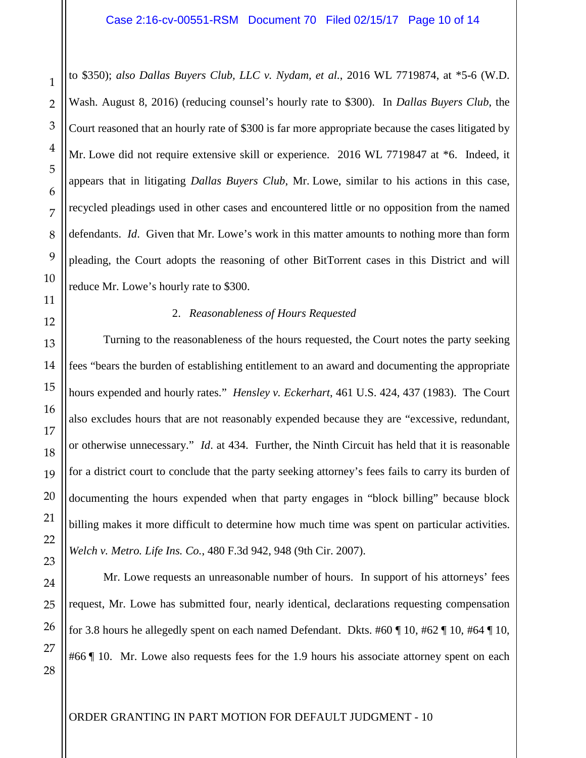to $350); *also Dallas Buyers Club, LLC v. Nydam, et al.*, 2016 WL 7719874, at *5-6 (W.D. Wash. August 8, 2016) (reducing counsel's hourly rate to $300). In *Dallas Buyers Club*, the Court reasoned that an hourly rate of $300 is far more appropriate because the cases litigated by Mr. Lowe did not require extensive skill or experience. 2016 WL 7719847 at *6. Indeed, it appears that in litigating *Dallas Buyers Club*, Mr. Lowe, similar to his actions in this case, recycled pleadings used in other cases and encountered little or no opposition from the named defendants. *Id*. Given that Mr. Lowe's work in this matter amounts to nothing more than form pleading, the Court adopts the reasoning of other BitTorrent cases in this District and will reduce Mr. Lowe's hourly rate to $300.

2. *Reasonableness of Hours Requested*

Turning to the reasonableness of the hours requested, the Court notes the party seeking fees "bears the burden of establishing entitlement to an award and documenting the appropriate hours expended and hourly rates." *Hensley v. Eckerhart*, 461 U.S. 424, 437 (1983). The Court also excludes hours that are not reasonably expended because they are "excessive, redundant, or otherwise unnecessary." *Id*. at 434. Further, the Ninth Circuit has held that it is reasonable for a district court to conclude that the party seeking attorney's fees fails to carry its burden of documenting the hours expended when that party engages in "block billing" because block billing makes it more difficult to determine how much time was spent on particular activities. *Welch v. Metro. Life Ins. Co.*, 480 F.3d 942, 948 (9th Cir. 2007).

Mr. Lowe requests an unreasonable number of hours. In support of his attorneys' fees request, Mr. Lowe has submitted four, nearly identical, declarations requesting compensation for 3.8 hours he allegedly spent on each named Defendant. Dkts. #60 ¶ 10, #62 ¶ 10, #64 ¶ 10, #66 ¶ 10. Mr. Lowe also requests fees for the 1.9 hours his associate attorney spent on each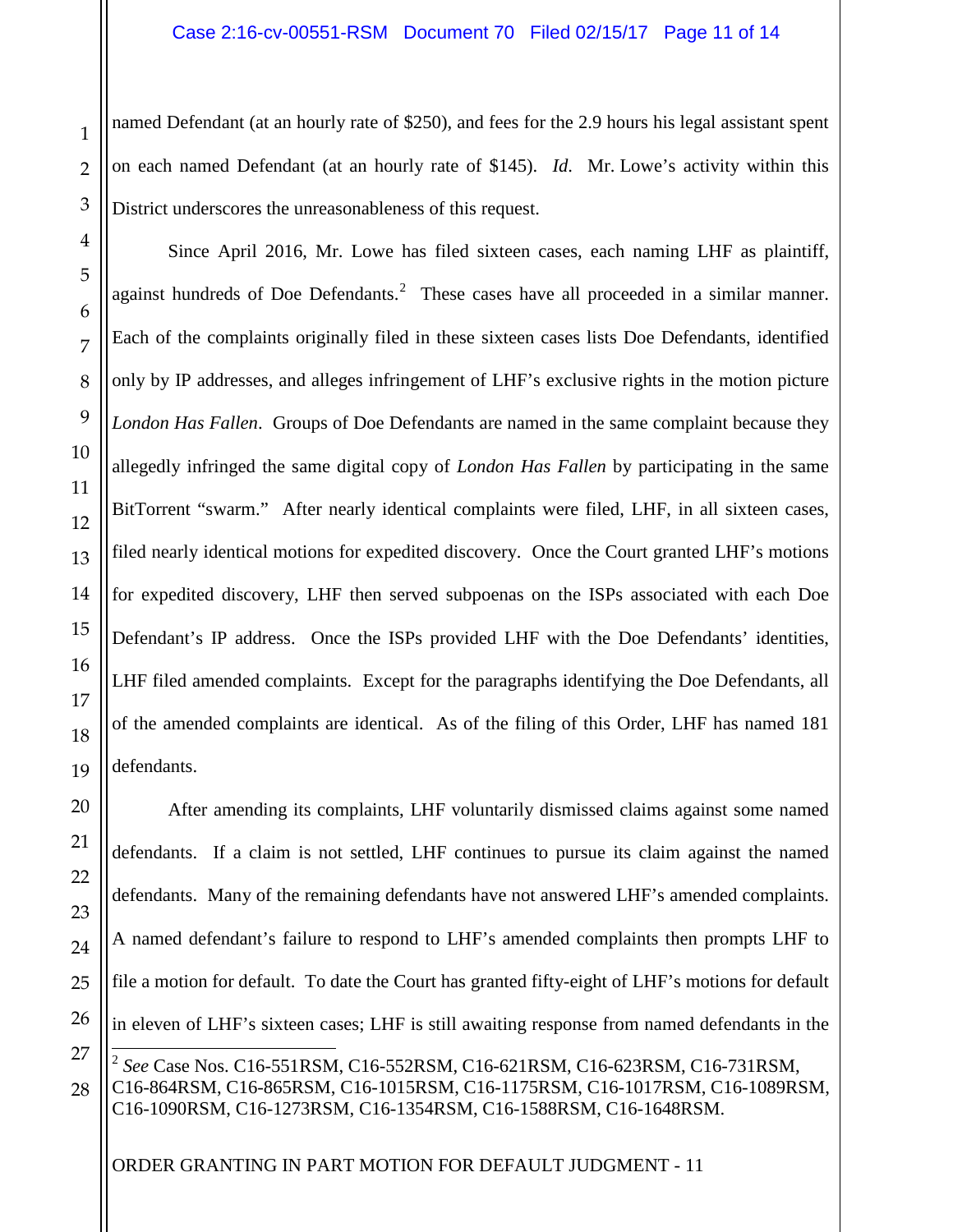named Defendant (at an hourly rate of $250), and fees for the 2.9 hours his legal assistant spent on each named Defendant (at an hourly rate of $145). *Id*. Mr. Lowe's activity within this District underscores the unreasonableness of this request.

Since April 2016, Mr. Lowe has filed sixteen cases, each naming LHF as plaintiff, against hundreds of Doe Defendants.[2] These cases have all proceeded in a similar manner. Each of the complaints originally filed in these sixteen cases lists Doe Defendants, identified only by IP addresses, and alleges infringement of LHF's exclusive rights in the motion picture *London Has Fallen*. Groups of Doe Defendants are named in the same complaint because they allegedly infringed the same digital copy of *London Has Fallen* by participating in the same BitTorrent "swarm." After nearly identical complaints were filed, LHF, in all sixteen cases, filed nearly identical motions for expedited discovery. Once the Court granted LHF's motions for expedited discovery, LHF then served subpoenas on the ISPs associated with each Doe Defendant's IP address. Once the ISPs provided LHF with the Doe Defendants' identities, LHF filed amended complaints. Except for the paragraphs identifying the Doe Defendants, all of the amended complaints are identical. As of the filing of this Order, LHF has named 181 defendants.

After amending its complaints, LHF voluntarily dismissed claims against some named defendants. If a claim is not settled, LHF continues to pursue its claim against the named defendants. Many of the remaining defendants have not answered LHF's amended complaints. A named defendant's failure to respond to LHF's amended complaints then prompts LHF to file a motion for default. To date the Court has granted fifty-eight of LHF's motions for default in eleven of LHF's sixteen cases; LHF is still awaiting response from named defendants in the

---

[2] *See* Case Nos. C16-551RSM, C16-552RSM, C16-621RSM, C16-623RSM, C16-731RSM, C16-864RSM, C16-865RSM, C16-1015RSM, C16-1175RSM, C16-1017RSM, C16-1089RSM, C16-1090RSM, C16-1273RSM, C16-1354RSM, C16-1588RSM, C16-1648RSM.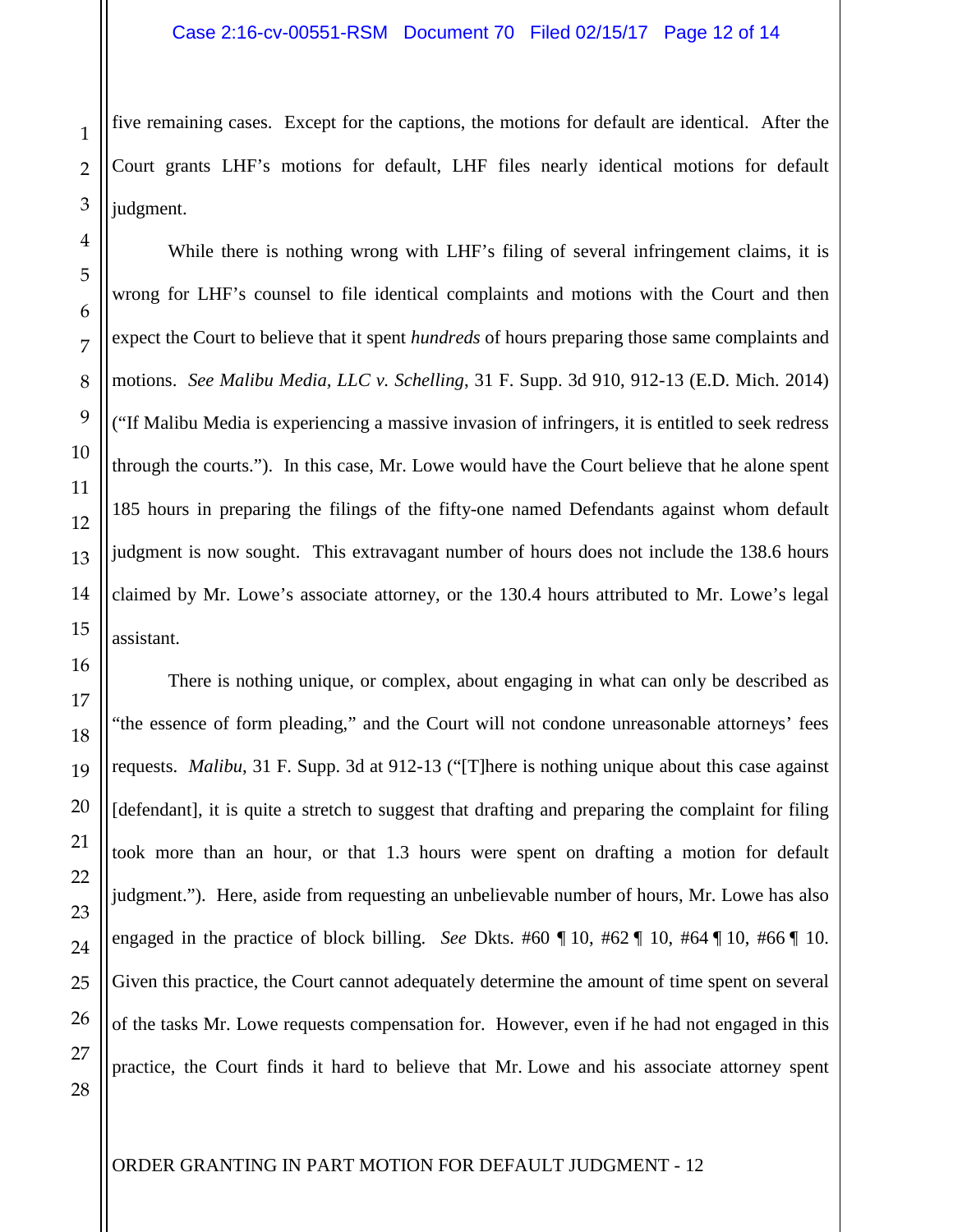five remaining cases. Except for the captions, the motions for default are identical. After the Court grants LHF's motions for default, LHF files nearly identical motions for default judgment.

While there is nothing wrong with LHF's filing of several infringement claims, it is wrong for LHF's counsel to file identical complaints and motions with the Court and then expect the Court to believe that it spent *hundreds* of hours preparing those same complaints and motions. *See Malibu Media, LLC v. Schelling*, 31 F. Supp. 3d 910, 912-13 (E.D. Mich. 2014) ("If Malibu Media is experiencing a massive invasion of infringers, it is entitled to seek redress through the courts."). In this case, Mr. Lowe would have the Court believe that he alone spent 185 hours in preparing the filings of the fifty-one named Defendants against whom default judgment is now sought. This extravagant number of hours does not include the 138.6 hours claimed by Mr. Lowe's associate attorney, or the 130.4 hours attributed to Mr. Lowe's legal assistant.

There is nothing unique, or complex, about engaging in what can only be described as "the essence of form pleading," and the Court will not condone unreasonable attorneys' fees requests. *Malibu*, 31 F. Supp. 3d at 912-13 ("[T]here is nothing unique about this case against [defendant], it is quite a stretch to suggest that drafting and preparing the complaint for filing took more than an hour, or that 1.3 hours were spent on drafting a motion for default judgment."). Here, aside from requesting an unbelievable number of hours, Mr. Lowe has also engaged in the practice of block billing. *See* Dkts. #60 ¶ 10, #62 ¶ 10, #64 ¶ 10, #66 ¶ 10. Given this practice, the Court cannot adequately determine the amount of time spent on several of the tasks Mr. Lowe requests compensation for. However, even if he had not engaged in this practice, the Court finds it hard to believe that Mr. Lowe and his associate attorney spent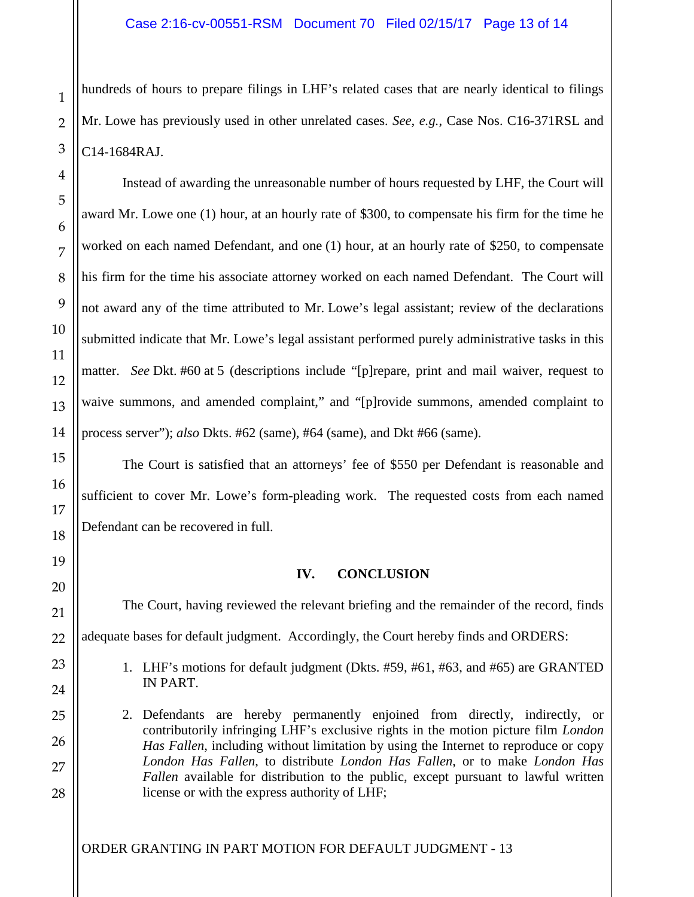hundreds of hours to prepare filings in LHF's related cases that are nearly identical to filings Mr. Lowe has previously used in other unrelated cases. *See, e.g.*, Case Nos. C16-371RSL and C14-1684RAJ.

Instead of awarding the unreasonable number of hours requested by LHF, the Court will award Mr. Lowe one (1) hour, at an hourly rate of $300, to compensate his firm for the time he worked on each named Defendant, and one (1) hour, at an hourly rate of $250, to compensate his firm for the time his associate attorney worked on each named Defendant. The Court will not award any of the time attributed to Mr. Lowe's legal assistant; review of the declarations submitted indicate that Mr. Lowe's legal assistant performed purely administrative tasks in this matter. *See* Dkt. #60 at 5 (descriptions include "[p]repare, print and mail waiver, request to waive summons, and amended complaint," and "[p]rovide summons, amended complaint to process server"); *also* Dkts. #62 (same), #64 (same), and Dkt #66 (same).

The Court is satisfied that an attorneys' fee of $550 per Defendant is reasonable and sufficient to cover Mr. Lowe's form-pleading work. The requested costs from each named Defendant can be recovered in full.

## IV. CONCLUSION

The Court, having reviewed the relevant briefing and the remainder of the record, finds adequate bases for default judgment. Accordingly, the Court hereby finds and ORDERS:

1. LHF's motions for default judgment (Dkts. #59, #61, #63, and #65) are GRANTED IN PART.

2. Defendants are hereby permanently enjoined from directly, indirectly, or contributorily infringing LHF's exclusive rights in the motion picture film *London Has Fallen*, including without limitation by using the Internet to reproduce or copy *London Has Fallen*, to distribute *London Has Fallen*, or to make *London Has Fallen* available for distribution to the public, except pursuant to lawful written license or with the express authority of LHF;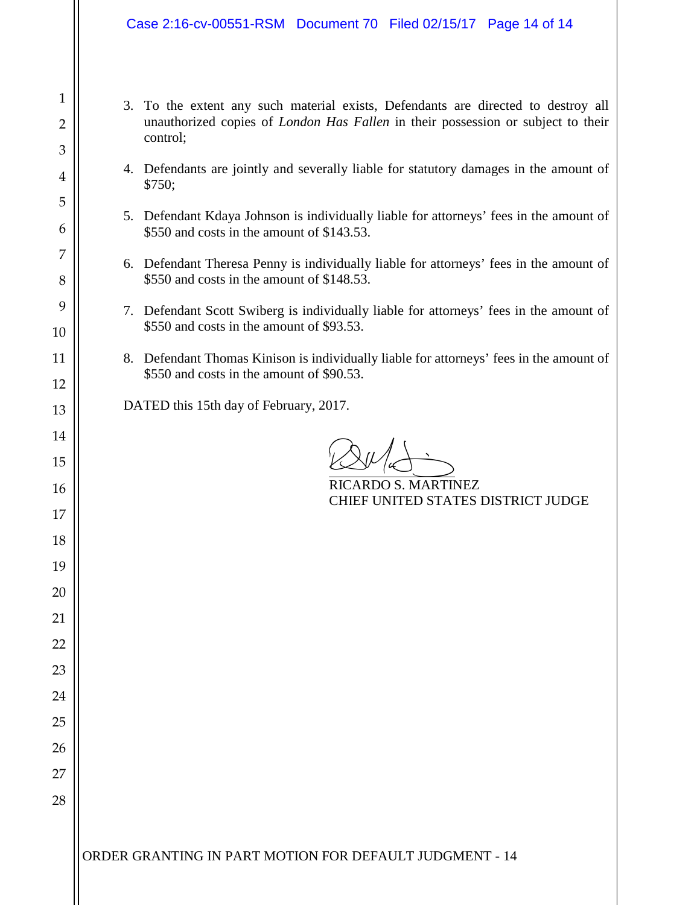3. To the extent any such material exists, Defendants are directed to destroy all unauthorized copies of *London Has Fallen* in their possession or subject to their control;

4. Defendants are jointly and severally liable for statutory damages in the amount of $750;

5. Defendant Kdaya Johnson is individually liable for attorneys' fees in the amount of $550 and costs in the amount of $143.53.

6. Defendant Theresa Penny is individually liable for attorneys' fees in the amount of $550 and costs in the amount of $148.53.

7. Defendant Scott Swiberg is individually liable for attorneys' fees in the amount of $550 and costs in the amount of $93.53.

8. Defendant Thomas Kinison is individually liable for attorneys' fees in the amount of $550 and costs in the amount of $90.53.

DATED this 15th day of February, 2017.

RICARDO S. MARTINEZ
CHIEF UNITED STATES DISTRICT JUDGE